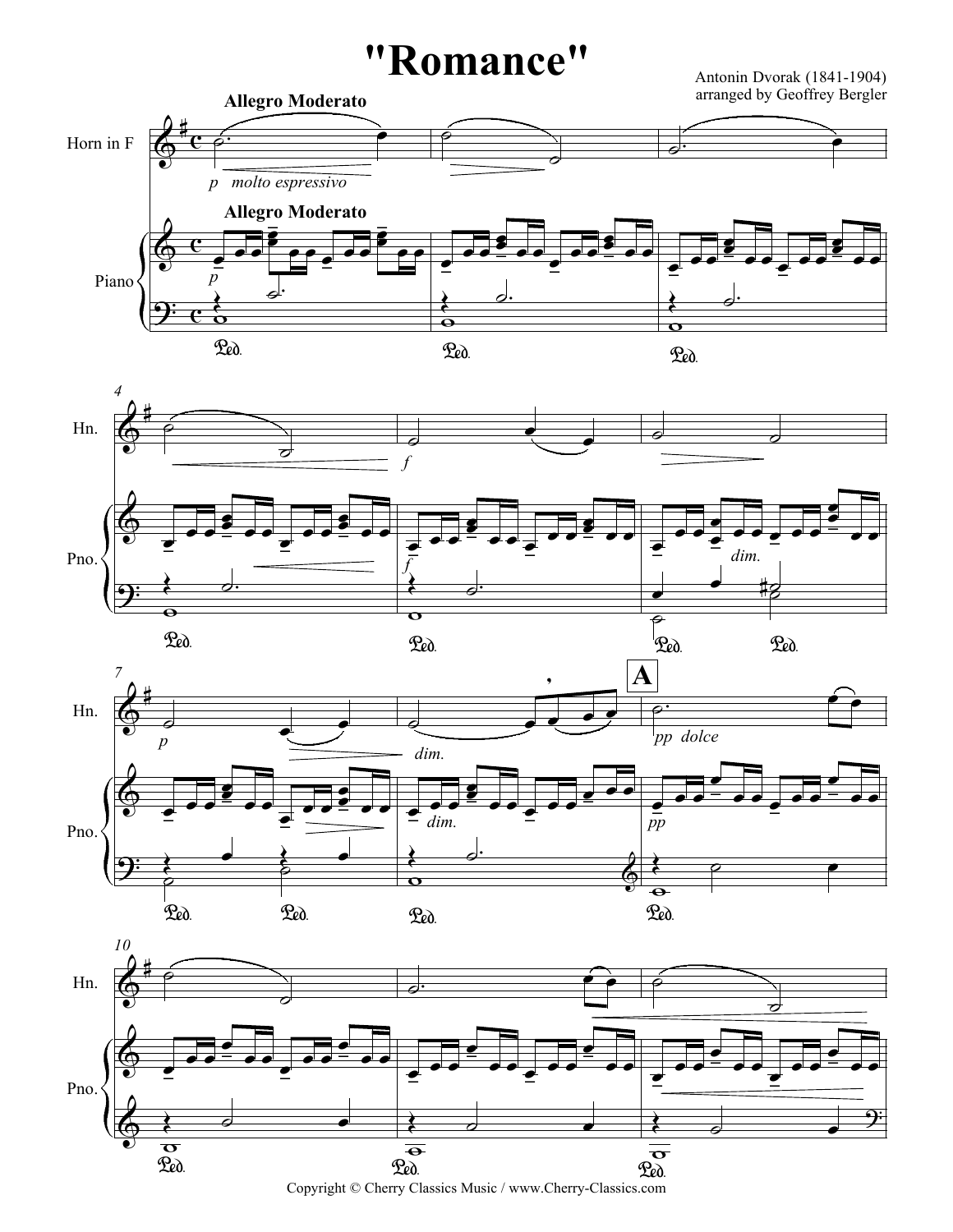# "Romance"

Antonin Dvorak (1841-1904)
arranged by Geoffrey Bergler

Copyright © Cherry Classics Music / www.Cherry-Classics.com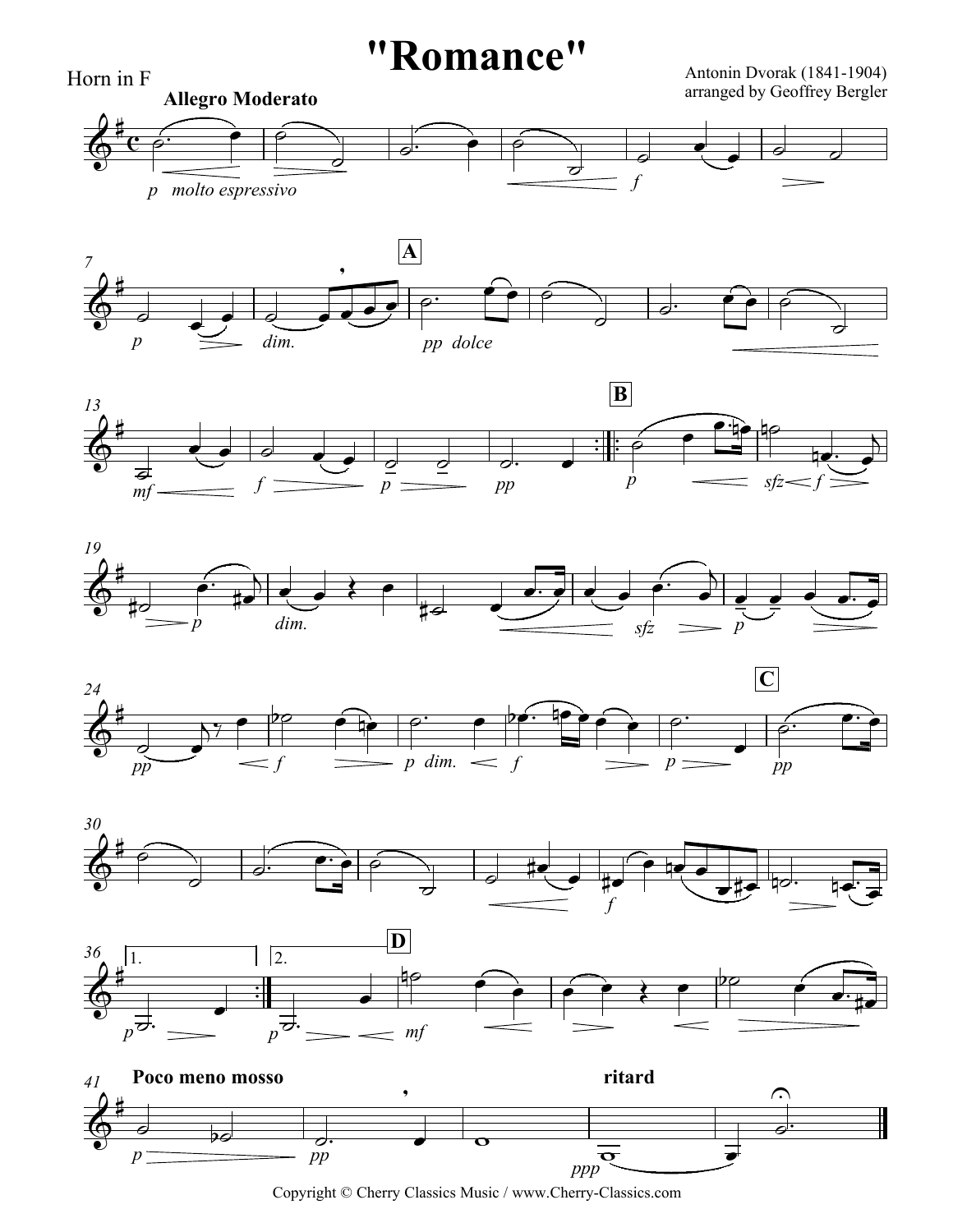# "Romance"

Horn in F

Antonin Dvorak (1841-1904)
arranged by Geoffrey Bergler

Copyright © Cherry Classics Music / www.Cherry-Classics.com